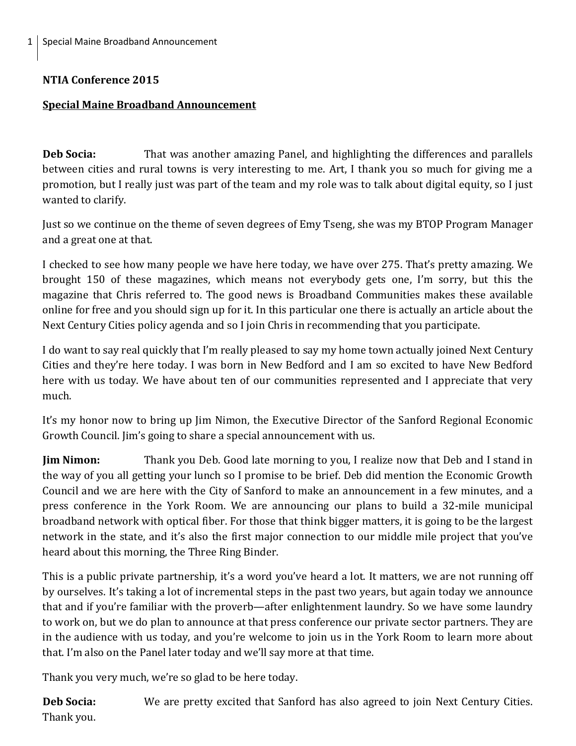**NTIA Conference 2015**

**Special Maine Broadband Announcement**

**Deb Socia:** That was another amazing Panel, and highlighting the differences and parallels between cities and rural towns is very interesting to me. Art, I thank you so much for giving me a promotion, but I really just was part of the team and my role was to talk about digital equity, so I just wanted to clarify.

Just so we continue on the theme of seven degrees of Emy Tseng, she was my BTOP Program Manager and a great one at that.

I checked to see how many people we have here today, we have over 275. That's pretty amazing. We brought 150 of these magazines, which means not everybody gets one, I'm sorry, but this the magazine that Chris referred to. The good news is Broadband Communities makes these available online for free and you should sign up for it. In this particular one there is actually an article about the Next Century Cities policy agenda and so I join Chris in recommending that you participate.

I do want to say real quickly that I'm really pleased to say my home town actually joined Next Century Cities and they're here today. I was born in New Bedford and I am so excited to have New Bedford here with us today. We have about ten of our communities represented and I appreciate that very much.

It's my honor now to bring up Jim Nimon, the Executive Director of the Sanford Regional Economic Growth Council. Jim's going to share a special announcement with us.

**Jim Nimon:** Thank you Deb. Good late morning to you, I realize now that Deb and I stand in the way of you all getting your lunch so I promise to be brief. Deb did mention the Economic Growth Council and we are here with the City of Sanford to make an announcement in a few minutes, and a press conference in the York Room. We are announcing our plans to build a 32-mile municipal broadband network with optical fiber. For those that think bigger matters, it is going to be the largest network in the state, and it's also the first major connection to our middle mile project that you've heard about this morning, the Three Ring Binder.

This is a public private partnership, it's a word you've heard a lot. It matters, we are not running off by ourselves. It's taking a lot of incremental steps in the past two years, but again today we announce that and if you're familiar with the proverb—after enlightenment laundry. So we have some laundry to work on, but we do plan to announce at that press conference our private sector partners. They are in the audience with us today, and you're welcome to join us in the York Room to learn more about that. I'm also on the Panel later today and we'll say more at that time.

Thank you very much, we're so glad to be here today.

**Deb Socia:** We are pretty excited that Sanford has also agreed to join Next Century Cities. Thank you.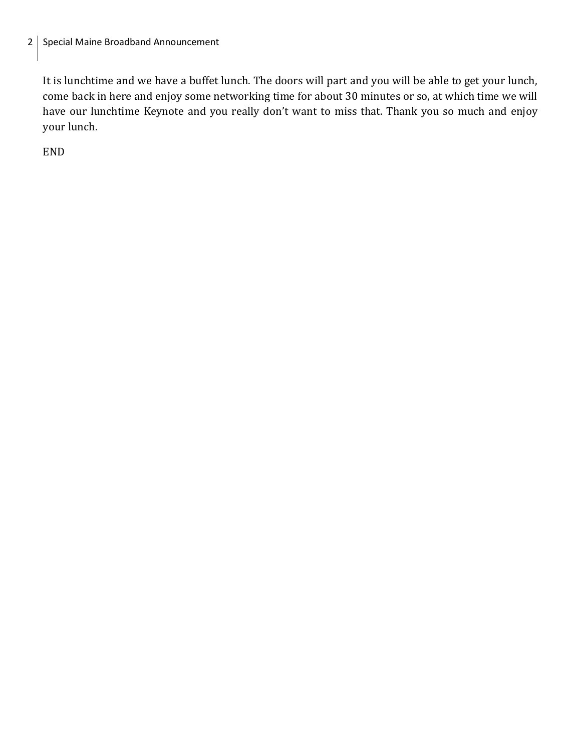It is lunchtime and we have a buffet lunch. The doors will part and you will be able to get your lunch, come back in here and enjoy some networking time for about 30 minutes or so, at which time we will have our lunchtime Keynote and you really don't want to miss that. Thank you so much and enjoy your lunch.

END